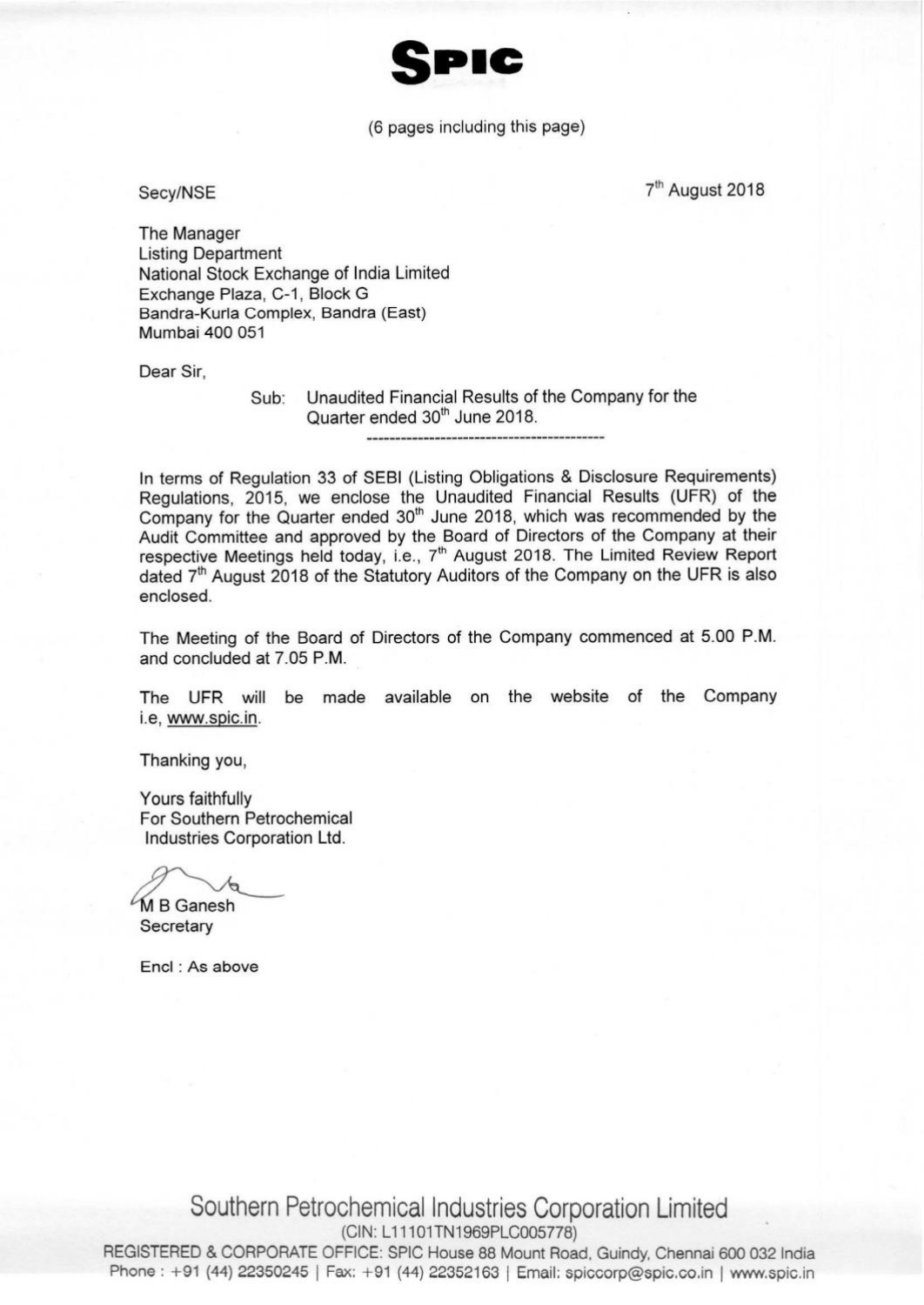# SPIC

(6 pages including this page)

Secy/NSE

7th August 2018

The Manager
Listing Department
National Stock Exchange of India Limited
Exchange Plaza, C-1, Block G
Bandra-Kurla Complex, Bandra (East)
Mumbai 400 051

Dear Sir,

Sub: Unaudited Financial Results of the Company for the Quarter ended 30th June 2018.

In terms of Regulation 33 of SEBI (Listing Obligations & Disclosure Requirements) Regulations, 2015, we enclose the Unaudited Financial Results (UFR) of the Company for the Quarter ended 30th June 2018, which was recommended by the Audit Committee and approved by the Board of Directors of the Company at their respective Meetings held today, i.e., 7th August 2018. The Limited Review Report dated 7th August 2018 of the Statutory Auditors of the Company on the UFR is also enclosed.

The Meeting of the Board of Directors of the Company commenced at 5.00 P.M. and concluded at 7.05 P.M.

The UFR will be made available on the website of the Company i.e, www.spic.in.

Thanking you,

Yours faithfully
For Southern Petrochemical Industries Corporation Ltd.

M B Ganesh
Secretary

Encl : As above

Southern Petrochemical Industries Corporation Limited
(CIN: L11101TN1969PLC005778)
REGISTERED & CORPORATE OFFICE: SPIC House 88 Mount Road, Guindy, Chennai 600 032 India
Phone : +91 (44) 22350245 | Fax: +91 (44) 22352163 | Email: spiccorp@spic.co.in | www.spic.in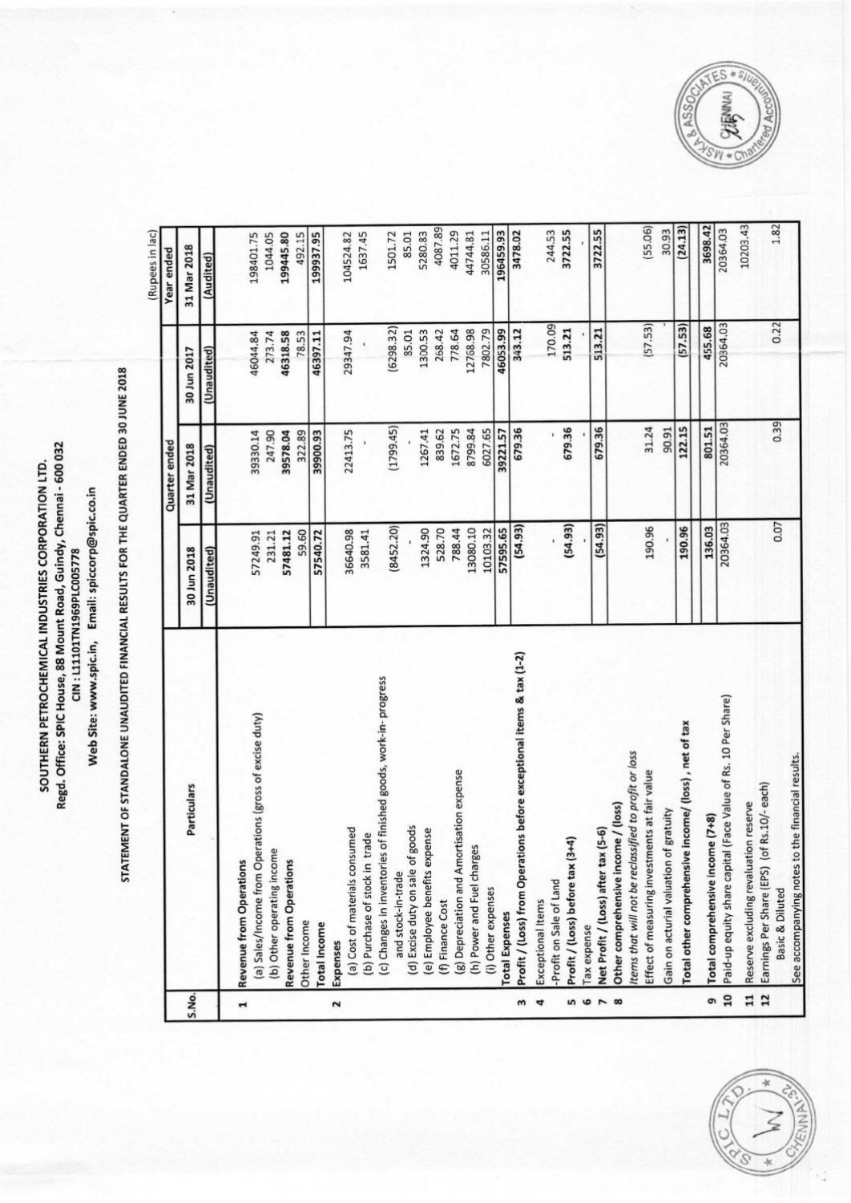SOUTHERN PETROCHEMICAL INDUSTRIES CORPORATION LTD.
Regd. Office: SPIC House, 88 Mount Road, Guindy, Chennai - 600 032
CIN : L11101TN1969PLC005778
Web Site: www.spic.in, Email: spiccorp@spic.co.in

STATEMENT OF STANDALONE UNAUDITED FINANCIAL RESULTS FOR THE QUARTER ENDED 30 JUNE 2018

(Rupees in lac)

| S.No. | Particulars | Quarter ended | | | Year ended |
|---|---|---|---|---|---|
| | | 30 Jun 2018 | 31 Mar 2018 | 30 Jun 2017 | 31 Mar 2018 |
| | | (Unaudited) | (Unaudited) | (Unaudited) | (Audited) |
| 1 | **Revenue from Operations** | | | | |
| | (a) Sales/Income from Operations (gross of excise duty) | 57249.91 | 39330.14 | 46044.84 | 198401.75 |
| | (b) Other operating income | 231.21 | 247.90 | 273.74 | 1044.05 |
| | **Revenue from Operations** | 57481.12 | 39578.04 | 46318.58 | 199445.80 |
| | Other Income | 59.60 | 322.89 | 78.53 | 492.15 |
| | **Total Income** | 57540.72 | 39900.93 | 46397.11 | 199937.95 |
| 2 | **Expenses** | | | | |
| | (a) Cost of materials consumed | 36640.98 | 22413.75 | 29347.94 | 104524.82 |
| | (b) Purchase of stock in trade | 3581.41 | - | - | 1637.45 |
| | (c) Changes in inventories of finished goods, work-in- progress and stock-in-trade | (8452.20) | (1799.45) | (6298.32) | 1501.72 |
| | (d) Excise duty on sale of goods | - | - | 85.01 | 85.01 |
| | (e) Employee benefits expense | 1324.90 | 1267.41 | 1300.53 | 5280.83 |
| | (f) Finance Cost | 528.70 | 839.62 | 268.42 | 4087.89 |
| | (g) Depreciation and Amortisation expense | 788.44 | 1672.75 | 778.64 | 4011.29 |
| | (h) Power and Fuel charges | 13080.10 | 8799.84 | 12768.98 | 44744.81 |
| | (i) Other expenses | 10103.32 | 6027.65 | 7802.79 | 30586.11 |
| | **Total Expenses** | 57595.65 | 39221.57 | 46053.99 | 196459.93 |
| 3 | **Profit / (Loss) from Operations before exceptional items & tax (1-2)** | (54.93) | 679.36 | 343.12 | 3478.02 |
| 4 | Exceptional Items | | | | |
| | -Profit on Sale of Land | - | - | 170.09 | 244.53 |
| 5 | **Profit / (Loss) before tax (3+4)** | (54.93) | 679.36 | 513.21 | 3722.55 |
| 6 | Tax expense | - | - | - | - |
| 7 | **Net Profit / (Loss) after tax (5-6)** | (54.93) | 679.36 | 513.21 | 3722.55 |
| 8 | **Other comprehensive income / (loss)** | | | | |
| | *Items that will not be reclassified to profit or loss* | | | | |
| | Effect of measuring investments at fair value | 190.96 | 31.24 | (57.53) | (55.06) |
| | Gain on acturial valuation of gratuity | - | 90.91 | - | 30.93 |
| | **Total other comprehensive income/ (loss) , net of tax** | 190.96 | 122.15 | (57.53) | (24.13) |
| 9 | **Total comprehensive income (7+8)** | 136.03 | 801.51 | 455.68 | 3698.42 |
| 10 | Paid-up equity share capital (Face Value of Rs. 10 Per Share) | 20364.03 | 20364.03 | 20364.03 | 20364.03 |
| 11 | Reserve excluding revaluation reserve | | | | 10203.43 |
| 12 | Earnings Per Share (EPS) (of Rs.10/- each) | | | | |
| | Basic & Diluted | 0.07 | 0.39 | 0.22 | 1.82 |
| | See accompanying notes to the financial results. | | | | |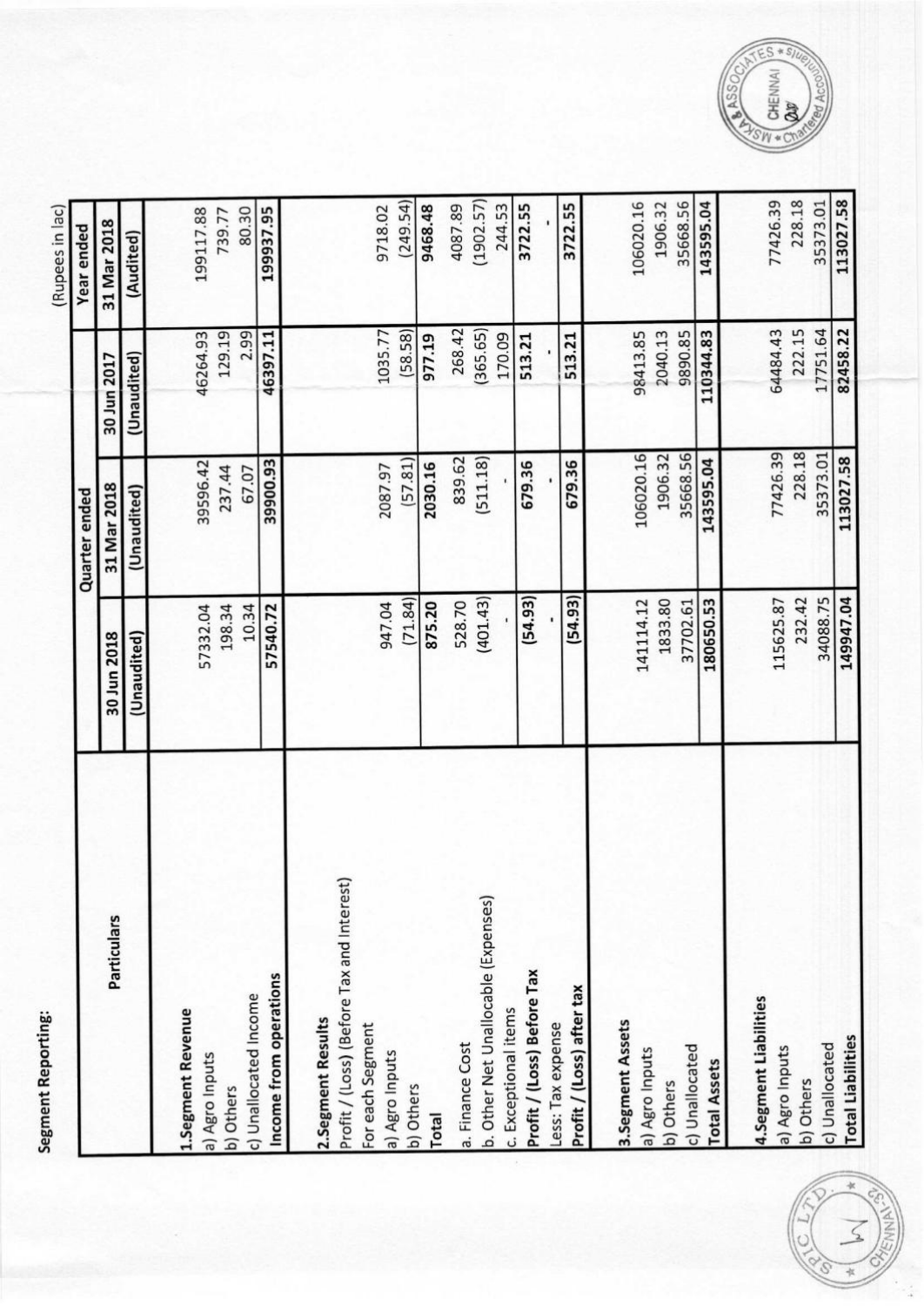**Segment Reporting:**

(Rupees in lac)

| Particulars | Quarter ended | | | Year ended |
|---|---|---|---|---|
| | 30 Jun 2018 | 31 Mar 2018 | 30 Jun 2017 | 31 Mar 2018 |
| | (Unaudited) | (Unaudited) | (Unaudited) | (Audited) |
| **1.Segment Revenue** | | | | |
| a) Agro Inputs | 57332.04 | 39596.42 | 46264.93 | 199117.88 |
| b) Others | 198.34 | 237.44 | 129.19 | 739.77 |
| c) Unallocated Income | 10.34 | 67.07 | 2.99 | 80.30 |
| **Income from operations** | **57540.72** | **39900.93** | **46397.11** | **199937.95** |
| **2.Segment Results** | | | | |
| Profit / (Loss) (Before Tax and Interest) | | | | |
| For each Segment | | | | |
| a) Agro Inputs | 947.04 | 2087.97 | 1035.77 | 9718.02 |
| b) Others | (71.84) | (57.81) | (58.58) | (249.54) |
| **Total** | **875.20** | **2030.16** | **977.19** | **9468.48** |
| a. Finance Cost | 528.70 | 839.62 | 268.42 | 4087.89 |
| b. Other Net Unallocable (Expenses) | (401.43) | (511.18) | (365.65) | (1902.57) |
| c. Exceptional items | - | - | 170.09 | 244.53 |
| **Profit / (Loss) Before Tax** | **(54.93)** | **679.36** | **513.21** | **3722.55** |
| Less: Tax expense | - | - | - | - |
| **Profit / (Loss) after tax** | **(54.93)** | **679.36** | **513.21** | **3722.55** |
| **3.Segment Assets** | | | | |
| a) Agro Inputs | 141114.12 | 106020.16 | 98413.85 | 106020.16 |
| b) Others | 1833.80 | 1906.32 | 2040.13 | 1906.32 |
| c) Unallocated | 37702.61 | 35668.56 | 9890.85 | 35668.56 |
| **Total Assets** | **180650.53** | **143595.04** | **110344.83** | **143595.04** |
| **4.Segment Liabilities** | | | | |
| a) Agro Inputs | 115625.87 | 77426.39 | 64484.43 | 77426.39 |
| b) Others | 232.42 | 228.18 | 222.15 | 228.18 |
| c) Unallocated | 34088.75 | 35373.01 | 17751.64 | 35373.01 |
| **Total Liabilities** | **149947.04** | **113027.58** | **82458.22** | **113027.58** |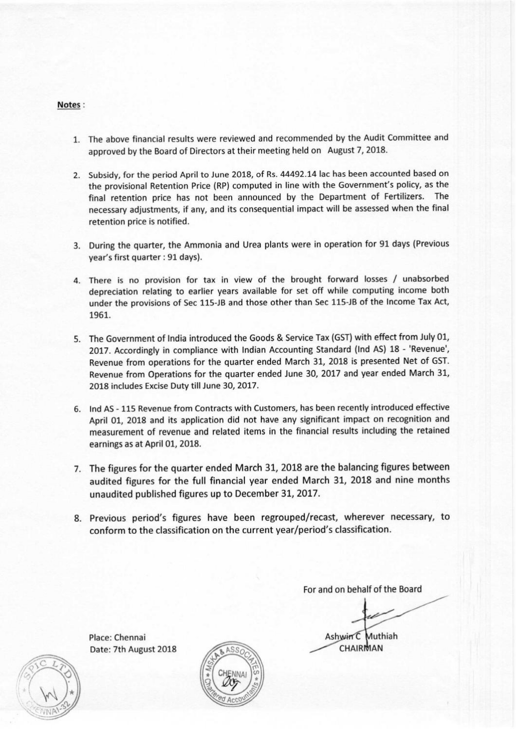**Notes** :

1. The above financial results were reviewed and recommended by the Audit Committee and approved by the Board of Directors at their meeting held on August 7, 2018.

2. Subsidy, for the period April to June 2018, of Rs. 44492.14 lac has been accounted based on the provisional Retention Price (RP) computed in line with the Government's policy, as the final retention price has not been announced by the Department of Fertilizers. The necessary adjustments, if any, and its consequential impact will be assessed when the final retention price is notified.

3. During the quarter, the Ammonia and Urea plants were in operation for 91 days (Previous year's first quarter : 91 days).

4. There is no provision for tax in view of the brought forward losses / unabsorbed depreciation relating to earlier years available for set off while computing income both under the provisions of Sec 115-JB and those other than Sec 115-JB of the Income Tax Act, 1961.

5. The Government of India introduced the Goods & Service Tax (GST) with effect from July 01, 2017. Accordingly in compliance with Indian Accounting Standard (Ind AS) 18 - 'Revenue', Revenue from operations for the quarter ended March 31, 2018 is presented Net of GST. Revenue from Operations for the quarter ended June 30, 2017 and year ended March 31, 2018 includes Excise Duty till June 30, 2017.

6. Ind AS - 115 Revenue from Contracts with Customers, has been recently introduced effective April 01, 2018 and its application did not have any significant impact on recognition and measurement of revenue and related items in the financial results including the retained earnings as at April 01, 2018.

7. The figures for the quarter ended March 31, 2018 are the balancing figures between audited figures for the full financial year ended March 31, 2018 and nine months unaudited published figures up to December 31, 2017.

8. Previous period's figures have been regrouped/recast, wherever necessary, to conform to the classification on the current year/period's classification.

For and on behalf of the Board

Ashwin C Muthiah
CHAIRMAN

Place: Chennai
Date: 7th August 2018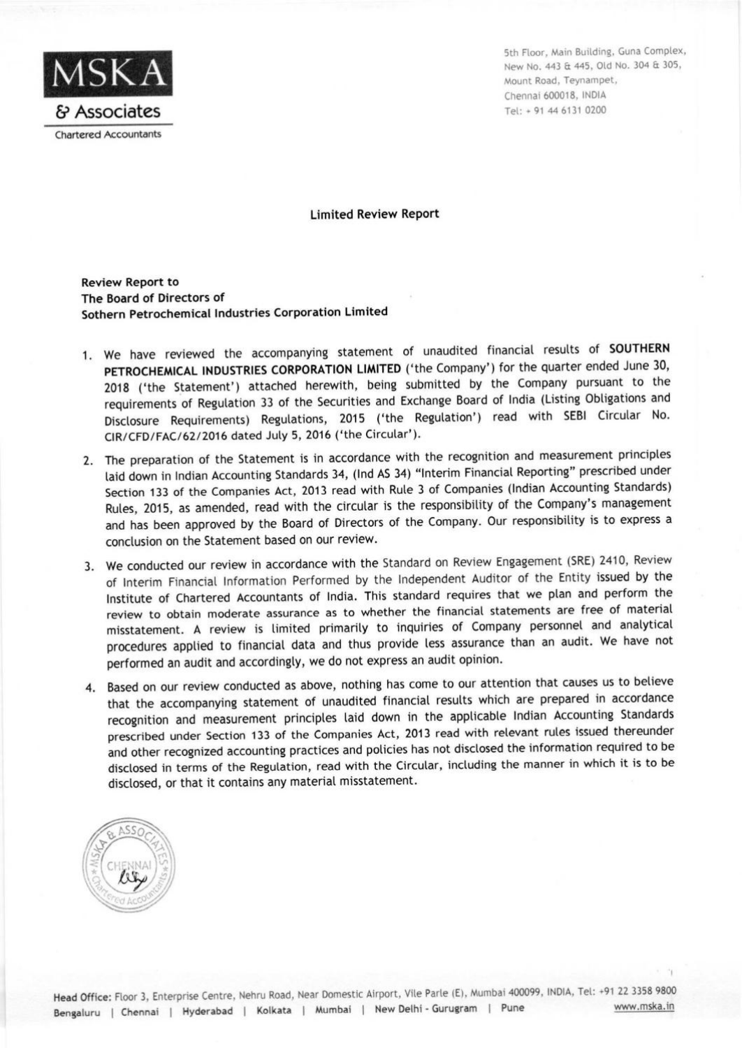**MSKA**

**& Associates**

Chartered Accountants

5th Floor, Main Building, Guna Complex,
New No. 443 & 445, Old No. 304 & 305,
Mount Road, Teynampet,
Chennai 600018, INDIA
Tel: + 91 44 6131 0200

## Limited Review Report

**Review Report to**
**The Board of Directors of**
**Sothern Petrochemical Industries Corporation Limited**

1. We have reviewed the accompanying statement of unaudited financial results of **SOUTHERN PETROCHEMICAL INDUSTRIES CORPORATION LIMITED** ('the Company') for the quarter ended June 30, 2018 ('the Statement') attached herewith, being submitted by the Company pursuant to the requirements of Regulation 33 of the Securities and Exchange Board of India (Listing Obligations and Disclosure Requirements) Regulations, 2015 ('the Regulation') read with SEBI Circular No. CIR/CFD/FAC/62/2016 dated July 5, 2016 ('the Circular').

2. The preparation of the Statement is in accordance with the recognition and measurement principles laid down in Indian Accounting Standards 34, (Ind AS 34) "Interim Financial Reporting" prescribed under Section 133 of the Companies Act, 2013 read with Rule 3 of Companies (Indian Accounting Standards) Rules, 2015, as amended, read with the circular is the responsibility of the Company's management and has been approved by the Board of Directors of the Company. Our responsibility is to express a conclusion on the Statement based on our review.

3. We conducted our review in accordance with the Standard on Review Engagement (SRE) 2410, Review of Interim Financial Information Performed by the Independent Auditor of the Entity issued by the Institute of Chartered Accountants of India. This standard requires that we plan and perform the review to obtain moderate assurance as to whether the financial statements are free of material misstatement. A review is limited primarily to inquiries of Company personnel and analytical procedures applied to financial data and thus provide less assurance than an audit. We have not performed an audit and accordingly, we do not express an audit opinion.

4. Based on our review conducted as above, nothing has come to our attention that causes us to believe that the accompanying statement of unaudited financial results which are prepared in accordance recognition and measurement principles laid down in the applicable Indian Accounting Standards prescribed under Section 133 of the Companies Act, 2013 read with relevant rules issued thereunder and other recognized accounting practices and policies has not disclosed the information required to be disclosed in terms of the Regulation, read with the Circular, including the manner in which it is to be disclosed, or that it contains any material misstatement.

Head Office: Floor 3, Enterprise Centre, Nehru Road, Near Domestic Airport, Vile Parle (E), Mumbai 400099, INDIA, Tel: +91 22 3358 9800
Bengaluru | Chennai | Hyderabad | Kolkata | Mumbai | New Delhi - Gurugram | Pune www.mska.in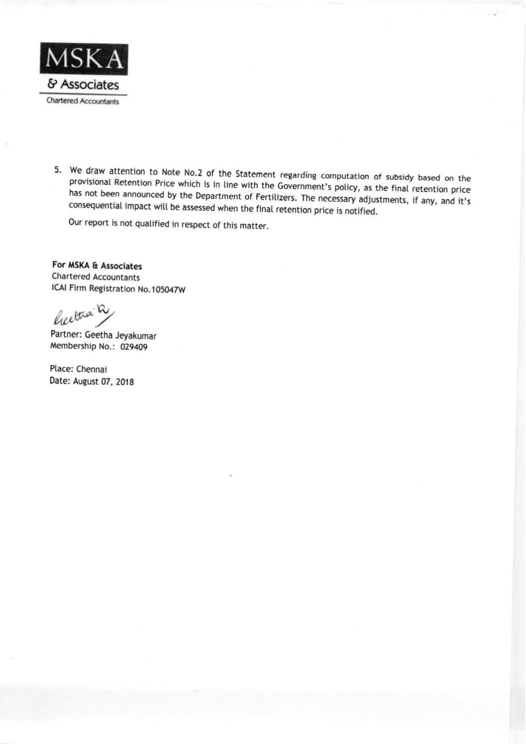MSKA

& Associates

Chartered Accountants

5. We draw attention to Note No.2 of the Statement regarding computation of subsidy based on the provisional Retention Price which is in line with the Government's policy, as the final retention price has not been announced by the Department of Fertilizers. The necessary adjustments, if any, and it's consequential impact will be assessed when the final retention price is notified.

   Our report is not qualified in respect of this matter.

**For MSKA & Associates**
Chartered Accountants
ICAI Firm Registration No.105047W

Partner: Geetha Jeyakumar
Membership No.: 029409

Place: Chennai
Date: August 07, 2018